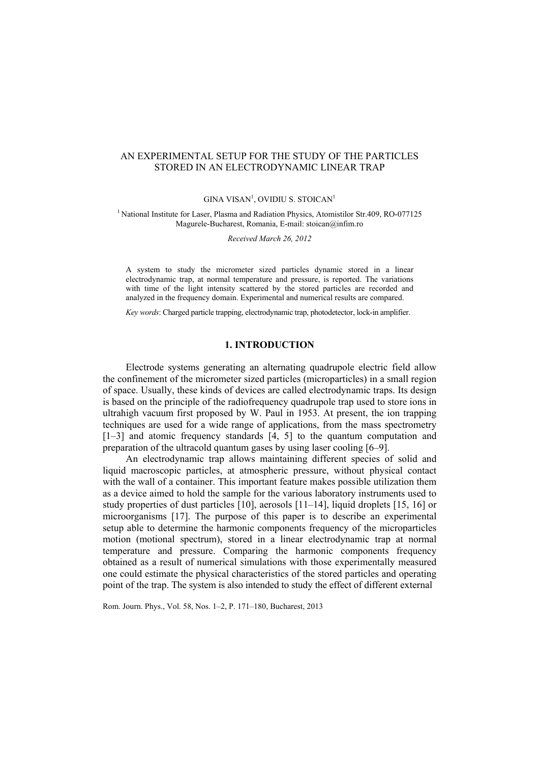# AN EXPERIMENTAL SETUP FOR THE STUDY OF THE PARTICLES STORED IN AN ELECTRODYNAMIC LINEAR TRAP

GINA VISAN[1], OVIDIU S. STOICAN[1]

[1] National Institute for Laser, Plasma and Radiation Physics, Atomistilor Str.409, RO-077125 Magurele-Bucharest, Romania, E-mail: stoican@infim.ro

*Received March 26, 2012*

A system to study the micrometer sized particles dynamic stored in a linear electrodynamic trap, at normal temperature and pressure, is reported. The variations with time of the light intensity scattered by the stored particles are recorded and analyzed in the frequency domain. Experimental and numerical results are compared.

*Key words*: Charged particle trapping, electrodynamic trap, photodetector, lock-in amplifier.

## 1. INTRODUCTION

Electrode systems generating an alternating quadrupole electric field allow the confinement of the micrometer sized particles (microparticles) in a small region of space. Usually, these kinds of devices are called electrodynamic traps. Its design is based on the principle of the radiofrequency quadrupole trap used to store ions in ultrahigh vacuum first proposed by W. Paul in 1953. At present, the ion trapping techniques are used for a wide range of applications, from the mass spectrometry [1–3] and atomic frequency standards [4, 5] to the quantum computation and preparation of the ultracold quantum gases by using laser cooling [6–9].

An electrodynamic trap allows maintaining different species of solid and liquid macroscopic particles, at atmospheric pressure, without physical contact with the wall of a container. This important feature makes possible utilization them as a device aimed to hold the sample for the various laboratory instruments used to study properties of dust particles [10], aerosols [11–14], liquid droplets [15, 16] or microorganisms [17]. The purpose of this paper is to describe an experimental setup able to determine the harmonic components frequency of the microparticles motion (motional spectrum), stored in a linear electrodynamic trap at normal temperature and pressure. Comparing the harmonic components frequency obtained as a result of numerical simulations with those experimentally measured one could estimate the physical characteristics of the stored particles and operating point of the trap. The system is also intended to study the effect of different external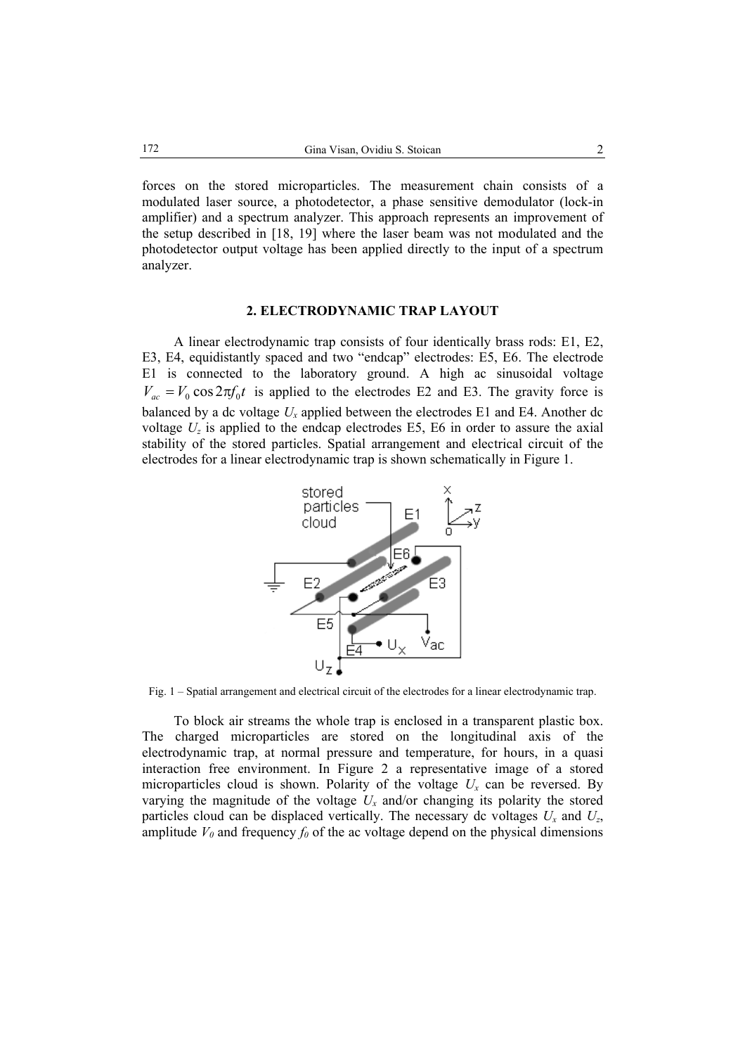forces on the stored microparticles. The measurement chain consists of a modulated laser source, a photodetector, a phase sensitive demodulator (lock-in amplifier) and a spectrum analyzer. This approach represents an improvement of the setup described in [18, 19] where the laser beam was not modulated and the photodetector output voltage has been applied directly to the input of a spectrum analyzer.

## 2. ELECTRODYNAMIC TRAP LAYOUT

A linear electrodynamic trap consists of four identically brass rods: E1, E2, E3, E4, equidistantly spaced and two "endcap" electrodes: E5, E6. The electrode E1 is connected to the laboratory ground. A high ac sinusoidal voltage $V_{ac} = V_0 \cos 2\pi f_0 t$ is applied to the electrodes E2 and E3. The gravity force is balanced by a dc voltage $U_x$ applied between the electrodes E1 and E4. Another dc voltage $U_z$ is applied to the endcap electrodes E5, E6 in order to assure the axial stability of the stored particles. Spatial arrangement and electrical circuit of the electrodes for a linear electrodynamic trap is shown schematically in Figure 1.

stored particles cloud

E1

E2

E3

E4

E5

E6

$U_X$

$V_{ac}$

$U_Z$

x

z

y

o

Fig. 1 – Spatial arrangement and electrical circuit of the electrodes for a linear electrodynamic trap.

To block air streams the whole trap is enclosed in a transparent plastic box. The charged microparticles are stored on the longitudinal axis of the electrodynamic trap, at normal pressure and temperature, for hours, in a quasi interaction free environment. In Figure 2 a representative image of a stored microparticles cloud is shown. Polarity of the voltage $U_x$ can be reversed. By varying the magnitude of the voltage $U_x$ and/or changing its polarity the stored particles cloud can be displaced vertically. The necessary dc voltages $U_x$ and $U_z$, amplitude $V_0$ and frequency $f_0$ of the ac voltage depend on the physical dimensions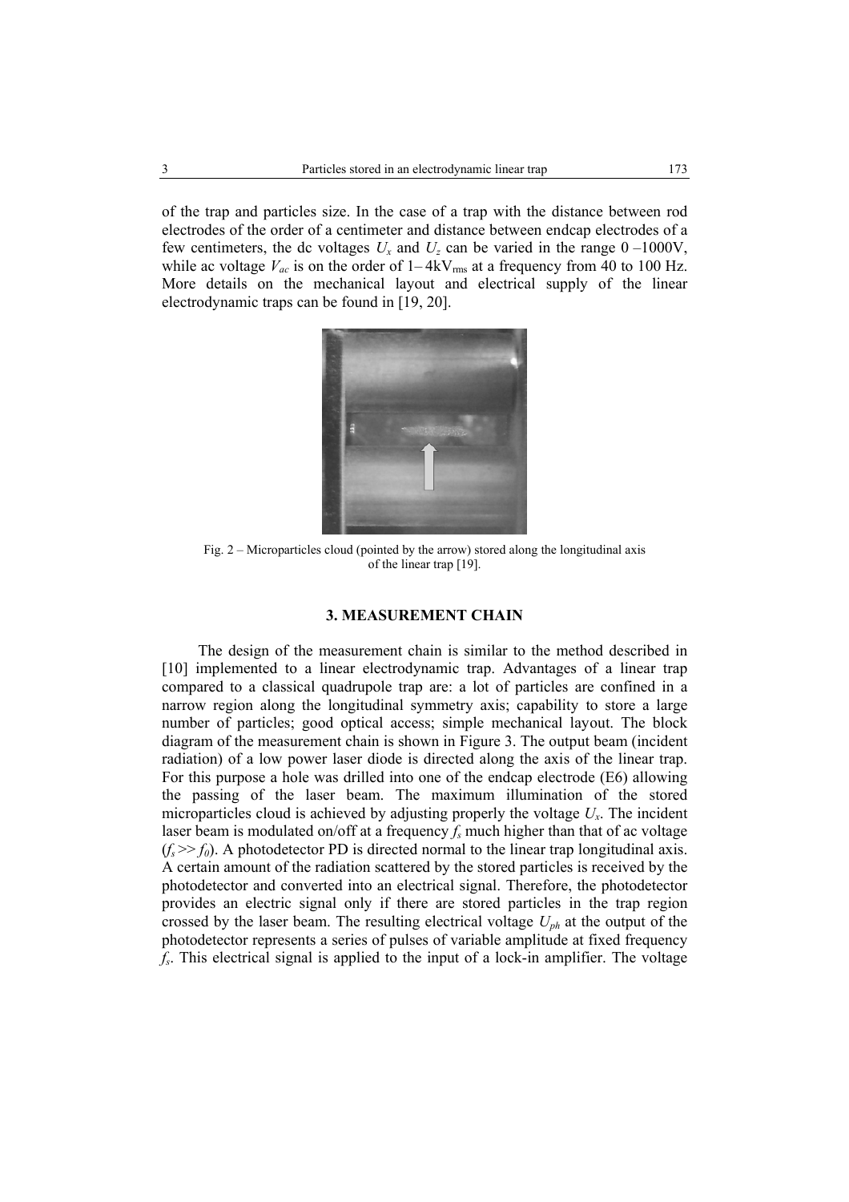of the trap and particles size. In the case of a trap with the distance between rod electrodes of the order of a centimeter and distance between endcap electrodes of a few centimeters, the dc voltages $U_x$ and $U_z$ can be varied in the range 0 –1000V, while ac voltage $V_{ac}$ is on the order of 1– 4k$V_{rms}$ at a frequency from 40 to 100 Hz. More details on the mechanical layout and electrical supply of the linear electrodynamic traps can be found in [19, 20].

Fig. 2 – Microparticles cloud (pointed by the arrow) stored along the longitudinal axis of the linear trap [19].

## 3. MEASUREMENT CHAIN

The design of the measurement chain is similar to the method described in [10] implemented to a linear electrodynamic trap. Advantages of a linear trap compared to a classical quadrupole trap are: a lot of particles are confined in a narrow region along the longitudinal symmetry axis; capability to store a large number of particles; good optical access; simple mechanical layout. The block diagram of the measurement chain is shown in Figure 3. The output beam (incident radiation) of a low power laser diode is directed along the axis of the linear trap. For this purpose a hole was drilled into one of the endcap electrode (E6) allowing the passing of the laser beam. The maximum illumination of the stored microparticles cloud is achieved by adjusting properly the voltage $U_x$. The incident laser beam is modulated on/off at a frequency $f_s$ much higher than that of ac voltage ($f_s >> f_0$). A photodetector PD is directed normal to the linear trap longitudinal axis. A certain amount of the radiation scattered by the stored particles is received by the photodetector and converted into an electrical signal. Therefore, the photodetector provides an electric signal only if there are stored particles in the trap region crossed by the laser beam. The resulting electrical voltage $U_{ph}$ at the output of the photodetector represents a series of pulses of variable amplitude at fixed frequency $f_s$. This electrical signal is applied to the input of a lock-in amplifier. The voltage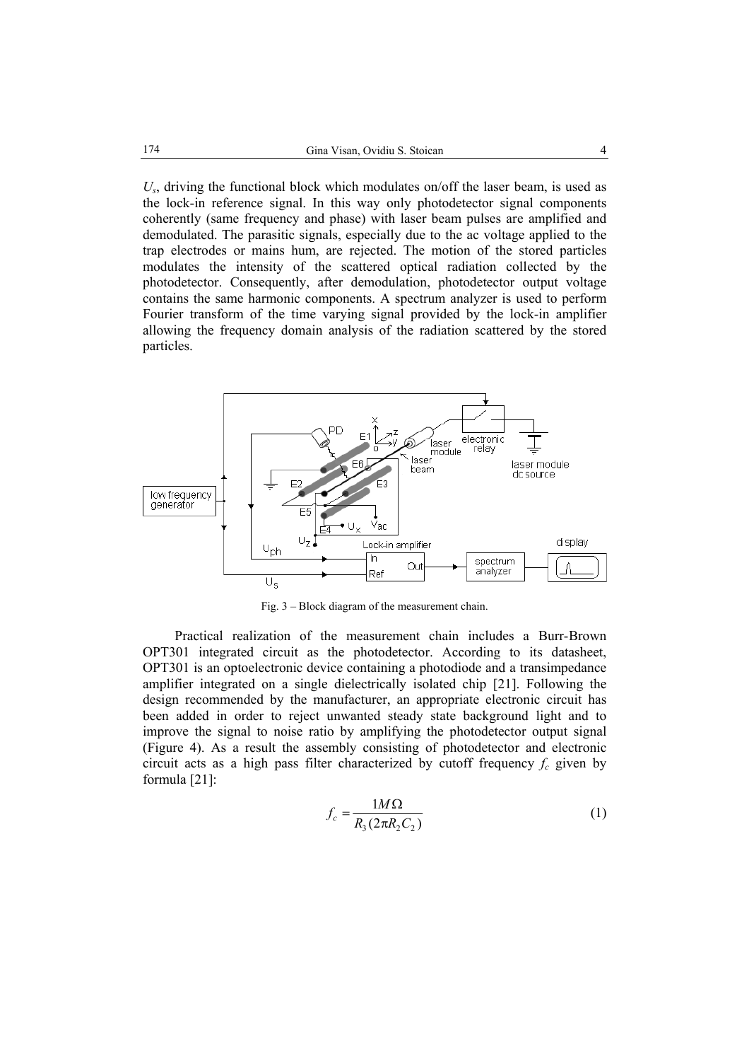$U_s$, driving the functional block which modulates on/off the laser beam, is used as the lock-in reference signal. In this way only photodetector signal components coherently (same frequency and phase) with laser beam pulses are amplified and demodulated. The parasitic signals, especially due to the ac voltage applied to the trap electrodes or mains hum, are rejected. The motion of the stored particles modulates the intensity of the scattered optical radiation collected by the photodetector. Consequently, after demodulation, photodetector output voltage contains the same harmonic components. A spectrum analyzer is used to perform Fourier transform of the time varying signal provided by the lock-in amplifier allowing the frequency domain analysis of the radiation scattered by the stored particles.

PD
E1
E2
E3
E4
E5
E6
x
y
z
o
laser module
laser beam
electronic relay
laser module dc source
low frequency generator
$U_x$
$V_{ac}$
$U_z$
$U_{ph}$
$U_S$
Lock-in amplifier
In
Ref
Out
spectrum analyzer
display

Fig. 3 – Block diagram of the measurement chain.

Practical realization of the measurement chain includes a Burr-Brown OPT301 integrated circuit as the photodetector. According to its datasheet, OPT301 is an optoelectronic device containing a photodiode and a transimpedance amplifier integrated on a single dielectrically isolated chip [21]. Following the design recommended by the manufacturer, an appropriate electronic circuit has been added in order to reject unwanted steady state background light and to improve the signal to noise ratio by amplifying the photodetector output signal (Figure 4). As a result the assembly consisting of photodetector and electronic circuit acts as a high pass filter characterized by cutoff frequency $f_c$ given by formula [21]:

$$f_c = \frac{1M\Omega}{R_3\,(2\pi R_2 C_2)} \tag{1}$$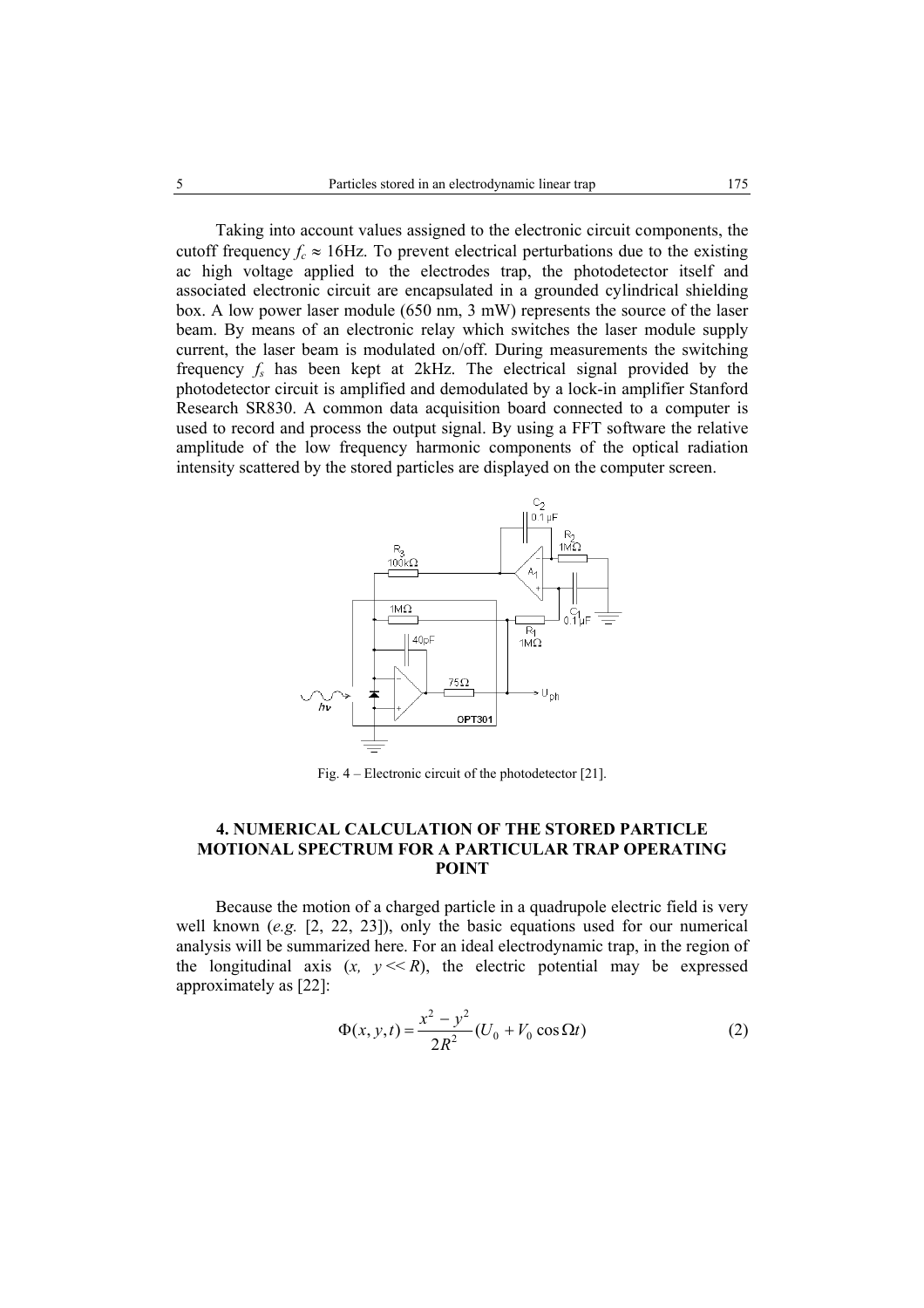Taking into account values assigned to the electronic circuit components, the cutoff frequency $f_c \approx 16$Hz. To prevent electrical perturbations due to the existing ac high voltage applied to the electrodes trap, the photodetector itself and associated electronic circuit are encapsulated in a grounded cylindrical shielding box. A low power laser module (650 nm, 3 mW) represents the source of the laser beam. By means of an electronic relay which switches the laser module supply current, the laser beam is modulated on/off. During measurements the switching frequency $f_s$ has been kept at 2kHz. The electrical signal provided by the photodetector circuit is amplified and demodulated by a lock-in amplifier Stanford Research SR830. A common data acquisition board connected to a computer is used to record and process the output signal. By using a FFT software the relative amplitude of the low frequency harmonic components of the optical radiation intensity scattered by the stored particles are displayed on the computer screen.

C2
0.1 μF
R2
1MΩ
R3
100kΩ
A1
1MΩ
C1
0.1μF
R1
1MΩ
40pF
75Ω
hν
$U_{ph}$
OPT301

Fig. 4 – Electronic circuit of the photodetector [21].

## 4. NUMERICAL CALCULATION OF THE STORED PARTICLE MOTIONAL SPECTRUM FOR A PARTICULAR TRAP OPERATING POINT

Because the motion of a charged particle in a quadrupole electric field is very well known (*e.g.* [2, 22, 23]), only the basic equations used for our numerical analysis will be summarized here. For an ideal electrodynamic trap, in the region of the longitudinal axis ($x,\ y \ll R$), the electric potential may be expressed approximately as [22]:

$$\Phi(x, y, t) = \frac{x^2 - y^2}{2R^2}(U_0 + V_0 \cos \Omega t) \tag{2}$$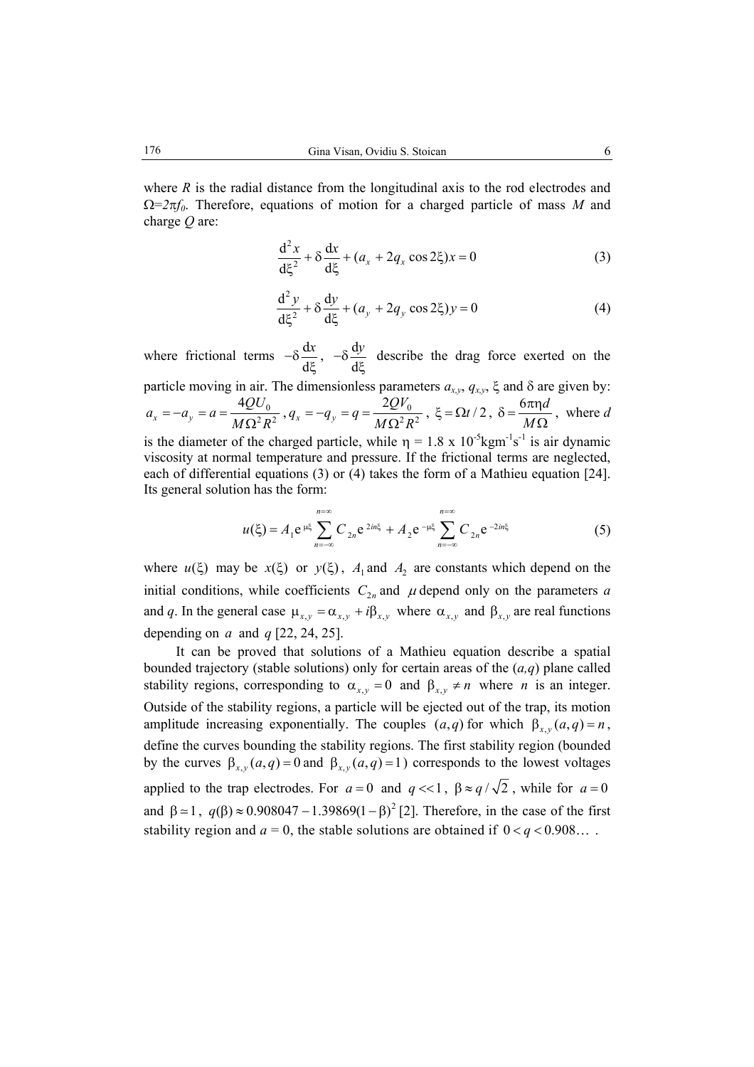where $R$ is the radial distance from the longitudinal axis to the rod electrodes and $\Omega=2\pi f_0$. Therefore, equations of motion for a charged particle of mass $M$ and charge $Q$ are:

$$\frac{\mathrm{d}^2 x}{\mathrm{d}\xi^2}+\delta\frac{\mathrm{d}x}{\mathrm{d}\xi}+(a_x+2q_x\cos 2\xi)x=0 \tag{3}$$

$$\frac{\mathrm{d}^2 y}{\mathrm{d}\xi^2}+\delta\frac{\mathrm{d}y}{\mathrm{d}\xi}+(a_y+2q_y\cos 2\xi)y=0 \tag{4}$$

where frictional terms $-\delta\frac{\mathrm{d}x}{\mathrm{d}\xi}$, $-\delta\frac{\mathrm{d}y}{\mathrm{d}\xi}$ describe the drag force exerted on the particle moving in air. The dimensionless parameters $a_{x,y}$, $q_{x,y}$, $\xi$ and $\delta$ are given by: $a_x=-a_y=a=\frac{4QU_0}{M\Omega^2R^2}$, $q_x=-q_y=q=\frac{2QV_0}{M\Omega^2R^2}$, $\xi=\Omega t/2$, $\delta=\frac{6\pi\eta d}{M\Omega}$, where $d$ is the diameter of the charged particle, while $\eta$ = 1.8 x $10^{-5}$kgm$^{-1}$s$^{-1}$ is air dynamic viscosity at normal temperature and pressure. If the frictional terms are neglected, each of differential equations (3) or (4) takes the form of a Mathieu equation [24]. Its general solution has the form:

$$u(\xi)=A_1\mathrm{e}^{\mu\xi}\sum_{n=-\infty}^{n=\infty}C_{2n}\mathrm{e}^{2in\xi}+A_2\mathrm{e}^{-\mu\xi}\sum_{n=-\infty}^{n=\infty}C_{2n}\mathrm{e}^{-2in\xi} \tag{5}$$

where $u(\xi)$ may be $x(\xi)$ or $y(\xi)$, $A_1$ and $A_2$ are constants which depend on the initial conditions, while coefficients $C_{2n}$ and $\mu$ depend only on the parameters $a$ and $q$. In the general case $\mu_{x,y}=\alpha_{x,y}+i\beta_{x,y}$ where $\alpha_{x,y}$ and $\beta_{x,y}$ are real functions depending on $a$ and $q$ [22, 24, 25].

It can be proved that solutions of a Mathieu equation describe a spatial bounded trajectory (stable solutions) only for certain areas of the $(a,q)$ plane called stability regions, corresponding to $\alpha_{x,y}=0$ and $\beta_{x,y}\neq n$ where $n$ is an integer. Outside of the stability regions, a particle will be ejected out of the trap, its motion amplitude increasing exponentially. The couples $(a,q)$ for which $\beta_{x,y}(a,q)=n$, define the curves bounding the stability regions. The first stability region (bounded by the curves $\beta_{x,y}(a,q)=0$ and $\beta_{x,y}(a,q)=1$) corresponds to the lowest voltages applied to the trap electrodes. For $a=0$ and $q<<1$, $\beta\approx q/\sqrt{2}$, while for $a=0$ and $\beta\simeq 1$, $q(\beta)\approx 0.908047-1.39869(1-\beta)^2$ [2]. Therefore, in the case of the first stability region and $a$ = 0, the stable solutions are obtained if $0<q<0.908\ldots$ .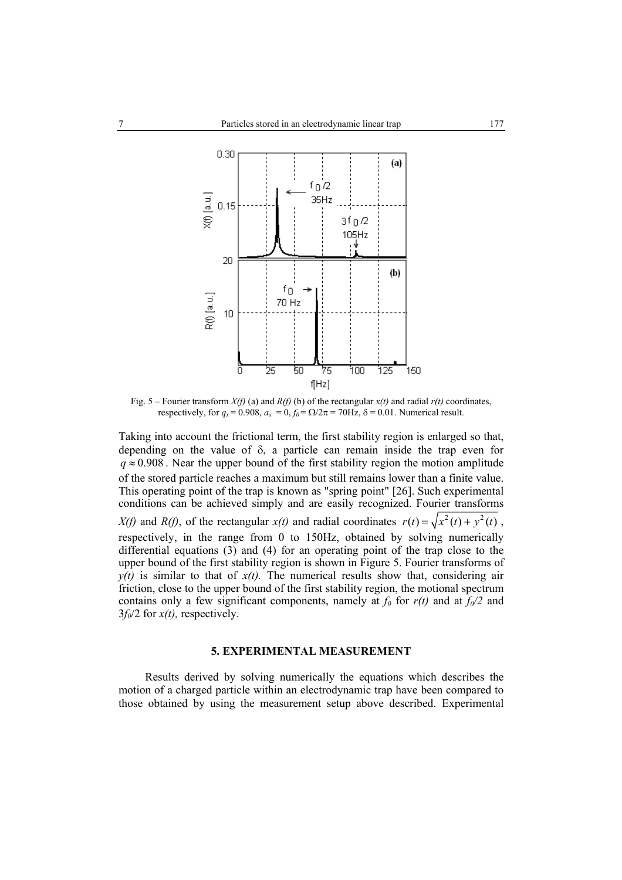0.30

(a)

$f_0/2$
35Hz

X(f) [a.u.]

0.15

$3f_0/2$
105Hz

20

(b)

$f_0$
70 Hz

R(f) [a.u.]

10

0 25 50 75 100 125 150

f[Hz]

Fig. 5 – Fourier transform *X(f)* (a) and *R(f)* (b) of the rectangular *x(t)* and radial *r(t)* coordinates, respectively, for $q_x = 0.908$, $a_x = 0$, $f_0 = \Omega/2\pi = 70$Hz, $\delta = 0.01$. Numerical result.

Taking into account the frictional term, the first stability region is enlarged so that, depending on the value of $\delta$, a particle can remain inside the trap even for $q \approx 0.908$. Near the upper bound of the first stability region the motion amplitude of the stored particle reaches a maximum but still remains lower than a finite value. This operating point of the trap is known as "spring point" [26]. Such experimental conditions can be achieved simply and are easily recognized. Fourier transforms *X(f)* and *R(f)*, of the rectangular *x(t)* and radial coordinates $r(t) = \sqrt{x^2(t) + y^2(t)}$, respectively, in the range from 0 to 150Hz, obtained by solving numerically differential equations (3) and (4) for an operating point of the trap close to the upper bound of the first stability region is shown in Figure 5. Fourier transforms of *y(t)* is similar to that of *x(t).* The numerical results show that, considering air friction, close to the upper bound of the first stability region, the motional spectrum contains only a few significant components, namely at $f_0$ for *r(t)* and at $f_0/2$ and $3f_0/2$ for *x(t),* respectively.

## 5. EXPERIMENTAL MEASUREMENT

Results derived by solving numerically the equations which describes the motion of a charged particle within an electrodynamic trap have been compared to those obtained by using the measurement setup above described. Experimental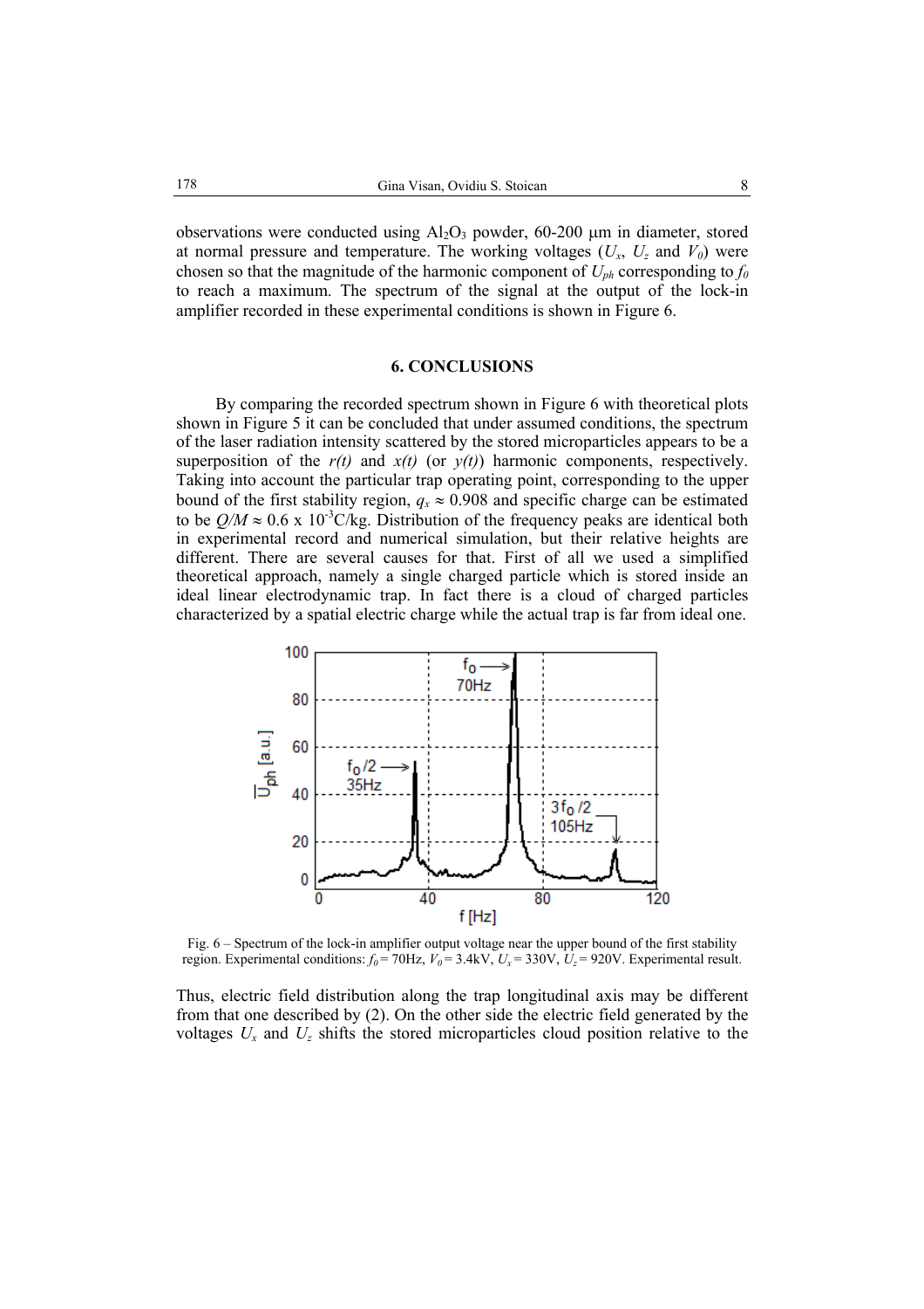observations were conducted using $Al_2O_3$ powder, 60-200 μm in diameter, stored at normal pressure and temperature. The working voltages ($U_x$, $U_z$ and $V_0$) were chosen so that the magnitude of the harmonic component of $U_{ph}$ corresponding to $f_0$ to reach a maximum. The spectrum of the signal at the output of the lock-in amplifier recorded in these experimental conditions is shown in Figure 6.

## 6. CONCLUSIONS

By comparing the recorded spectrum shown in Figure 6 with theoretical plots shown in Figure 5 it can be concluded that under assumed conditions, the spectrum of the laser radiation intensity scattered by the stored microparticles appears to be a superposition of the *r(t)* and *x(t)* (or *y(t)*) harmonic components, respectively. Taking into account the particular trap operating point, corresponding to the upper bound of the first stability region, $q_x \approx 0.908$ and specific charge can be estimated to be $Q/M \approx 0.6 \times 10^{-3}$C/kg. Distribution of the frequency peaks are identical both in experimental record and numerical simulation, but their relative heights are different. There are several causes for that. First of all we used a simplified theoretical approach, namely a single charged particle which is stored inside an ideal linear electrodynamic trap. In fact there is a cloud of charged particles characterized by a spatial electric charge while the actual trap is far from ideal one.

$\overline{U}_{ph}$ [a.u.]

100
80
60
40
20
0

0 40 80 120

f [Hz]

$f_0 \longrightarrow$ 70Hz

$f_0/2 \longrightarrow$ 35Hz

$3f_0/2$ 105Hz

Fig. 6 – Spectrum of the lock-in amplifier output voltage near the upper bound of the first stability region. Experimental conditions: $f_0$ = 70Hz, $V_0$ = 3.4kV, $U_x$ = 330V, $U_z$ = 920V. Experimental result.

Thus, electric field distribution along the trap longitudinal axis may be different from that one described by (2). On the other side the electric field generated by the voltages $U_x$ and $U_z$ shifts the stored microparticles cloud position relative to the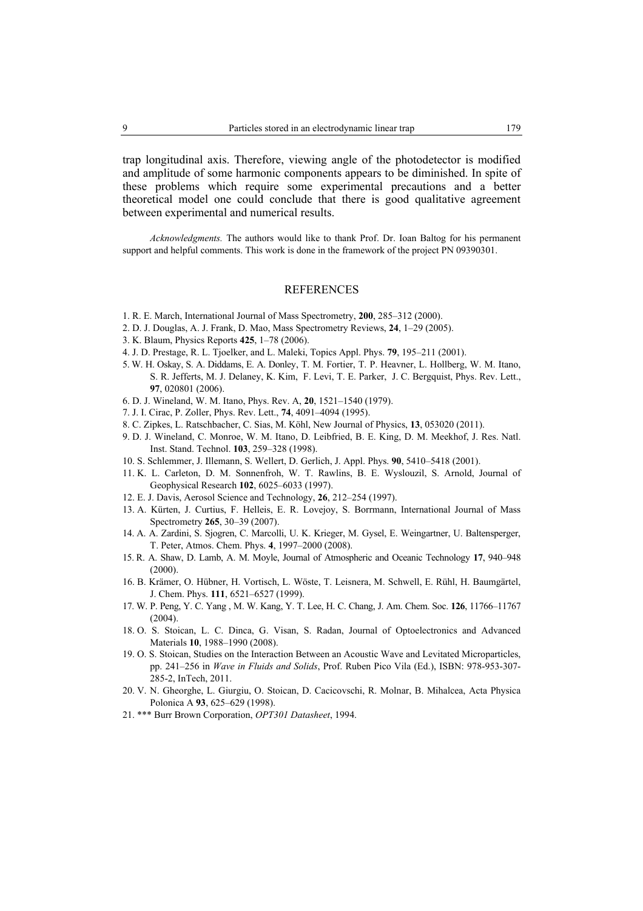trap longitudinal axis. Therefore, viewing angle of the photodetector is modified and amplitude of some harmonic components appears to be diminished. In spite of these problems which require some experimental precautions and a better theoretical model one could conclude that there is good qualitative agreement between experimental and numerical results.

*Acknowledgments.* The authors would like to thank Prof. Dr. Ioan Baltog for his permanent support and helpful comments. This work is done in the framework of the project PN 09390301.

## REFERENCES

1. R. E. March, International Journal of Mass Spectrometry, **200**, 285–312 (2000).
2. D. J. Douglas, A. J. Frank, D. Mao, Mass Spectrometry Reviews, **24**, 1–29 (2005).
3. K. Blaum, Physics Reports **425**, 1–78 (2006).
4. J. D. Prestage, R. L. Tjoelker, and L. Maleki, Topics Appl. Phys. **79**, 195–211 (2001).
5. W. H. Oskay, S. A. Diddams, E. A. Donley, T. M. Fortier, T. P. Heavner, L. Hollberg, W. M. Itano, S. R. Jefferts, M. J. Delaney, K. Kim, F. Levi, T. E. Parker, J. C. Bergquist, Phys. Rev. Lett., **97**, 020801 (2006).
6. D. J. Wineland, W. M. Itano, Phys. Rev. A, **20**, 1521–1540 (1979).
7. J. I. Cirac, P. Zoller, Phys. Rev. Lett., **74**, 4091–4094 (1995).
8. C. Zipkes, L. Ratschbacher, C. Sias, M. Köhl, New Journal of Physics, **13**, 053020 (2011).
9. D. J. Wineland, C. Monroe, W. M. Itano, D. Leibfried, B. E. King, D. M. Meekhof, J. Res. Natl. Inst. Stand. Technol. **103**, 259–328 (1998).
10. S. Schlemmer, J. Illemann, S. Wellert, D. Gerlich, J. Appl. Phys. **90**, 5410–5418 (2001).
11. K. L. Carleton, D. M. Sonnenfroh, W. T. Rawlins, B. E. Wyslouzil, S. Arnold, Journal of Geophysical Research **102**, 6025–6033 (1997).
12. E. J. Davis, Aerosol Science and Technology, **26**, 212–254 (1997).
13. A. Kürten, J. Curtius, F. Helleis, E. R. Lovejoy, S. Borrmann, International Journal of Mass Spectrometry **265**, 30–39 (2007).
14. A. A. Zardini, S. Sjogren, C. Marcolli, U. K. Krieger, M. Gysel, E. Weingartner, U. Baltensperger, T. Peter, Atmos. Chem. Phys. **4**, 1997–2000 (2008).
15. R. A. Shaw, D. Lamb, A. M. Moyle, Journal of Atmospheric and Oceanic Technology **17**, 940–948 (2000).
16. B. Krämer, O. Hübner, H. Vortisch, L. Wöste, T. Leisnera, M. Schwell, E. Rühl, H. Baumgärtel, J. Chem. Phys. **111**, 6521–6527 (1999).
17. W. P. Peng, Y. C. Yang , M. W. Kang, Y. T. Lee, H. C. Chang, J. Am. Chem. Soc. **126**, 11766–11767 (2004).
18. O. S. Stoican, L. C. Dinca, G. Visan, S. Radan, Journal of Optoelectronics and Advanced Materials **10**, 1988–1990 (2008).
19. O. S. Stoican, Studies on the Interaction Between an Acoustic Wave and Levitated Microparticles, pp. 241–256 in *Wave in Fluids and Solids*, Prof. Ruben Pico Vila (Ed.), ISBN: 978-953-307-285-2, InTech, 2011.
20. V. N. Gheorghe, L. Giurgiu, O. Stoican, D. Cacicovschi, R. Molnar, B. Mihalcea, Acta Physica Polonica A **93**, 625–629 (1998).
21. *** Burr Brown Corporation, *OPT301 Datasheet*, 1994.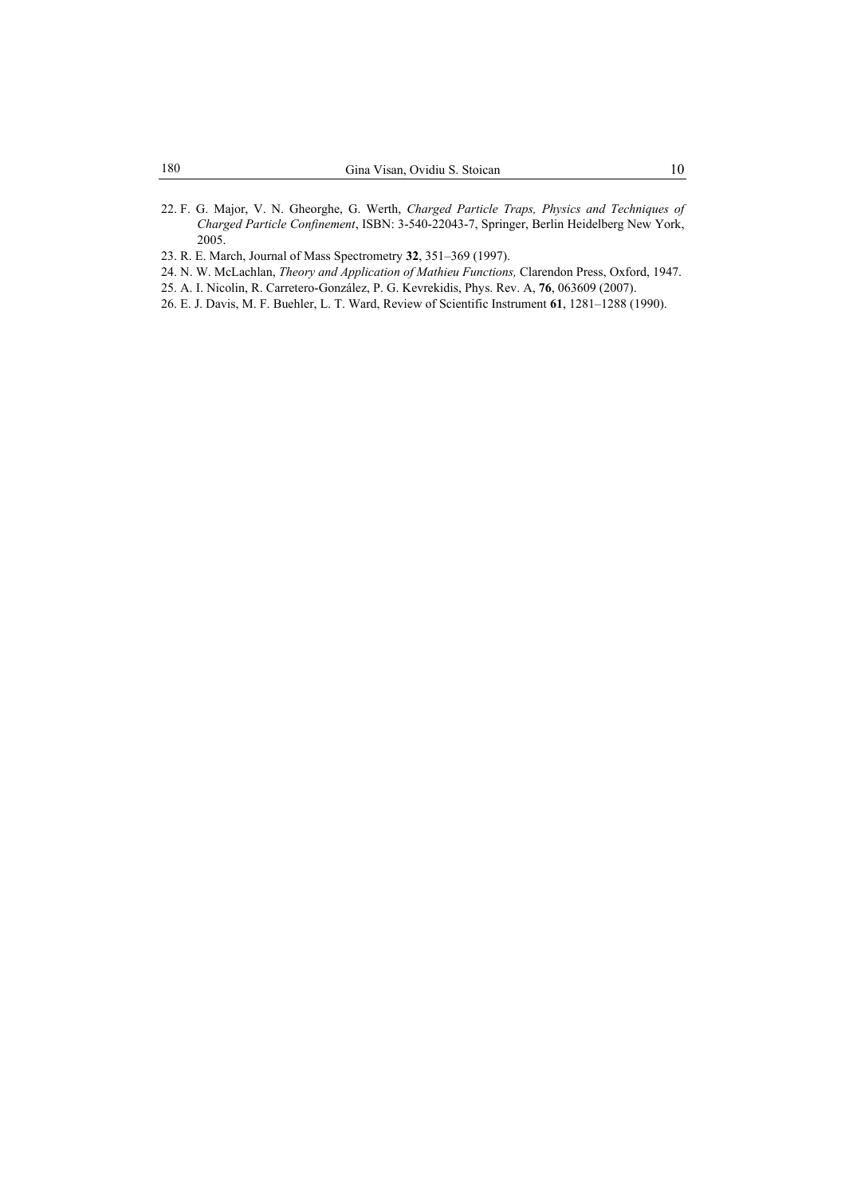22. F. G. Major, V. N. Gheorghe, G. Werth, *Charged Particle Traps, Physics and Techniques of Charged Particle Confinement*, ISBN: 3-540-22043-7, Springer, Berlin Heidelberg New York, 2005.
23. R. E. March, Journal of Mass Spectrometry **32**, 351–369 (1997).
24. N. W. McLachlan, *Theory and Application of Mathieu Functions,* Clarendon Press, Oxford, 1947.
25. A. I. Nicolin, R. Carretero-González, P. G. Kevrekidis, Phys. Rev. A, **76**, 063609 (2007).
26. E. J. Davis, M. F. Buehler, L. T. Ward, Review of Scientific Instrument **61**, 1281–1288 (1990).